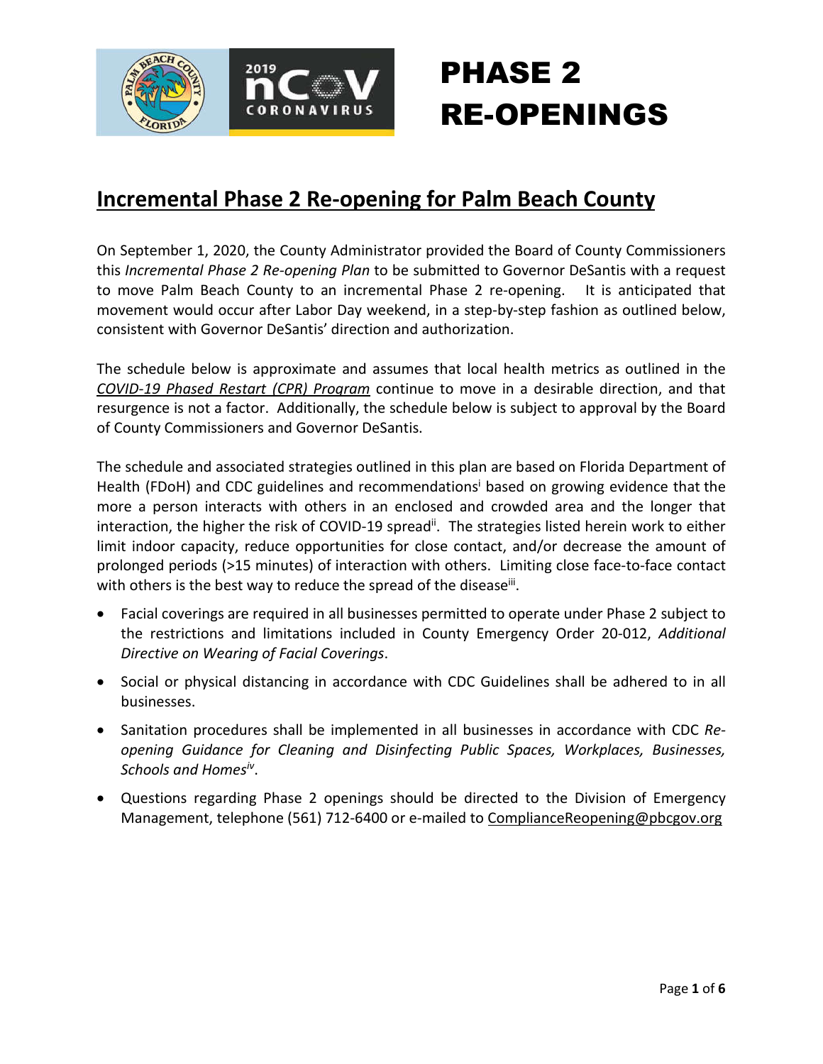# PHASE 2 RE-OPENINGS

## Incremental Phase 2 Re-opening for Palm Beach County

On September 1, 2020, the County Administrator provided the Board of County Commissioners this *Incremental Phase 2 Re-opening Plan* to be submitted to Governor DeSantis with a request to move Palm Beach County to an incremental Phase 2 re-opening. It is anticipated that movement would occur after Labor Day weekend, in a step-by-step fashion as outlined below, consistent with Governor DeSantis' direction and authorization.

The schedule below is approximate and assumes that local health metrics as outlined in the *COVID-19 Phased Restart (CPR) Program* continue to move in a desirable direction, and that resurgence is not a factor. Additionally, the schedule below is subject to approval by the Board of County Commissioners and Governor DeSantis.

The schedule and associated strategies outlined in this plan are based on Florida Department of Health (FDoH) and CDC guidelines and recommendations[i] based on growing evidence that the more a person interacts with others in an enclosed and crowded area and the longer that interaction, the higher the risk of COVID-19 spread[ii]. The strategies listed herein work to either limit indoor capacity, reduce opportunities for close contact, and/or decrease the amount of prolonged periods (>15 minutes) of interaction with others. Limiting close face-to-face contact with others is the best way to reduce the spread of the disease[iii].

- Facial coverings are required in all businesses permitted to operate under Phase 2 subject to the restrictions and limitations included in County Emergency Order 20-012, *Additional Directive on Wearing of Facial Coverings*.
- Social or physical distancing in accordance with CDC Guidelines shall be adhered to in all businesses.
- Sanitation procedures shall be implemented in all businesses in accordance with CDC *Re-opening Guidance for Cleaning and Disinfecting Public Spaces, Workplaces, Businesses, Schools and Homes*[iv].
- Questions regarding Phase 2 openings should be directed to the Division of Emergency Management, telephone (561) 712-6400 or e-mailed to ComplianceReopening@pbcgov.org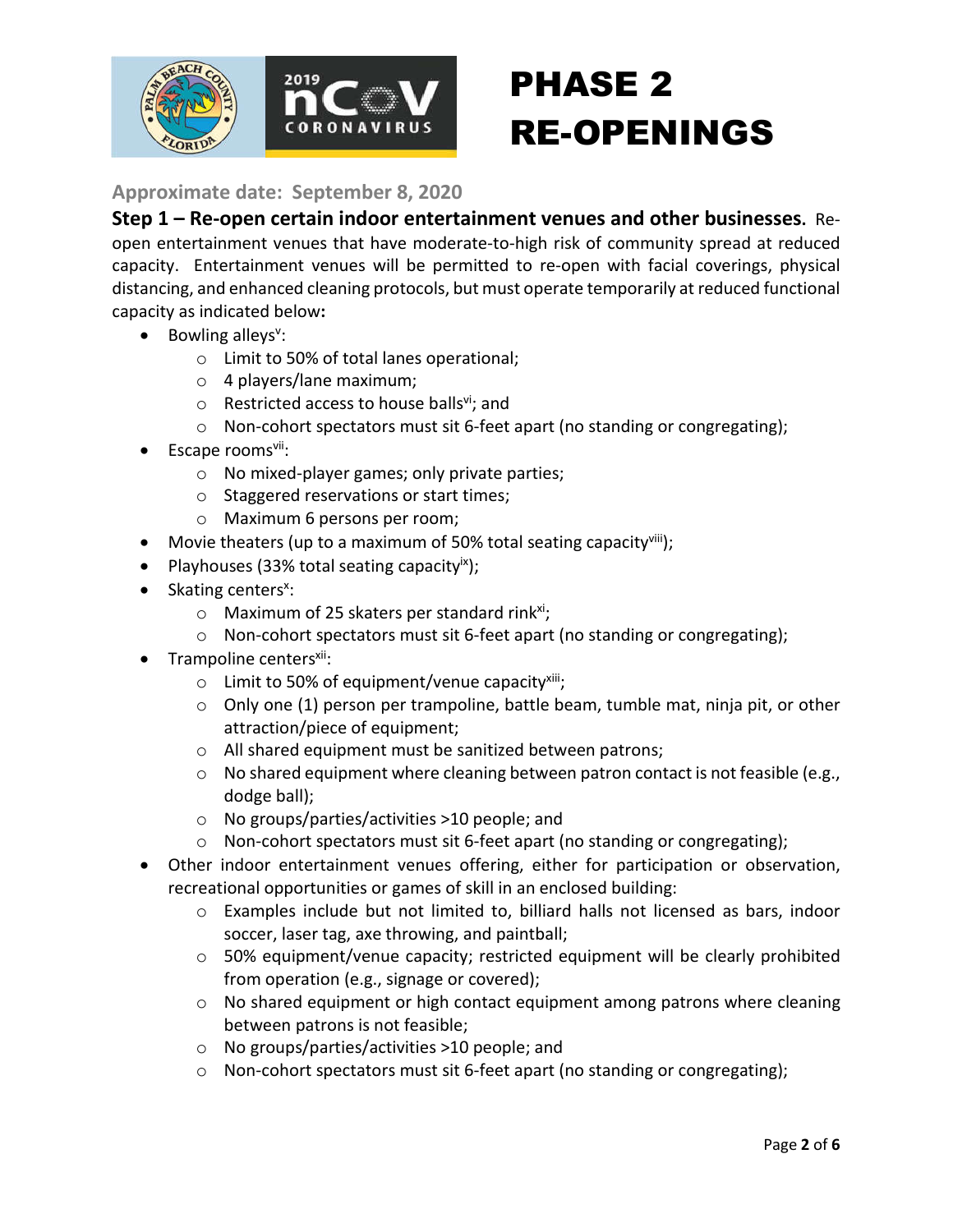# PHASE 2 RE-OPENINGS

**Approximate date: September 8, 2020**

**Step 1 – Re-open certain indoor entertainment venues and other businesses.** Re-open entertainment venues that have moderate-to-high risk of community spread at reduced capacity. Entertainment venues will be permitted to re-open with facial coverings, physical distancing, and enhanced cleaning protocols, but must operate temporarily at reduced functional capacity as indicated below**:**

- Bowling alleys[v]:
  - Limit to 50% of total lanes operational;
  - 4 players/lane maximum;
  - Restricted access to house balls[vi]; and
  - Non-cohort spectators must sit 6-feet apart (no standing or congregating);
- Escape rooms[vii]:
  - No mixed-player games; only private parties;
  - Staggered reservations or start times;
  - Maximum 6 persons per room;
- Movie theaters (up to a maximum of 50% total seating capacity[viii]);
- Playhouses (33% total seating capacity[ix]);
- Skating centers[x]:
  - Maximum of 25 skaters per standard rink[xi];
  - Non-cohort spectators must sit 6-feet apart (no standing or congregating);
- Trampoline centers[xii]:
  - Limit to 50% of equipment/venue capacity[xiii];
  - Only one (1) person per trampoline, battle beam, tumble mat, ninja pit, or other attraction/piece of equipment;
  - All shared equipment must be sanitized between patrons;
  - No shared equipment where cleaning between patron contact is not feasible (e.g., dodge ball);
  - No groups/parties/activities >10 people; and
  - Non-cohort spectators must sit 6-feet apart (no standing or congregating);
- Other indoor entertainment venues offering, either for participation or observation, recreational opportunities or games of skill in an enclosed building:
  - Examples include but not limited to, billiard halls not licensed as bars, indoor soccer, laser tag, axe throwing, and paintball;
  - 50% equipment/venue capacity; restricted equipment will be clearly prohibited from operation (e.g., signage or covered);
  - No shared equipment or high contact equipment among patrons where cleaning between patrons is not feasible;
  - No groups/parties/activities >10 people; and
  - Non-cohort spectators must sit 6-feet apart (no standing or congregating);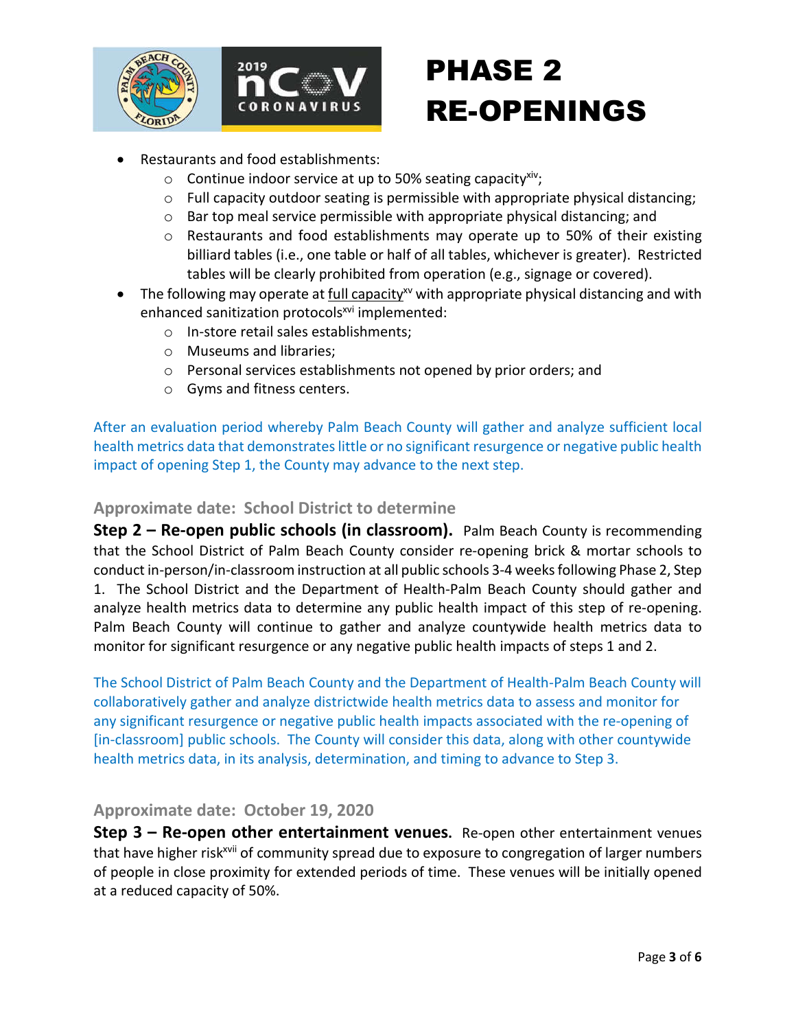- Restaurants and food establishments:
  - Continue indoor service at up to 50% seating capacity[xiv];
  - Full capacity outdoor seating is permissible with appropriate physical distancing;
  - Bar top meal service permissible with appropriate physical distancing; and
  - Restaurants and food establishments may operate up to 50% of their existing billiard tables (i.e., one table or half of all tables, whichever is greater). Restricted tables will be clearly prohibited from operation (e.g., signage or covered).
- The following may operate at full capacity[xv] with appropriate physical distancing and with enhanced sanitization protocols[xvi] implemented:
  - In-store retail sales establishments;
  - Museums and libraries;
  - Personal services establishments not opened by prior orders; and
  - Gyms and fitness centers.

After an evaluation period whereby Palm Beach County will gather and analyze sufficient local health metrics data that demonstrates little or no significant resurgence or negative public health impact of opening Step 1, the County may advance to the next step.

### Approximate date: School District to determine

**Step 2 – Re-open public schools (in classroom).** Palm Beach County is recommending that the School District of Palm Beach County consider re-opening brick & mortar schools to conduct in-person/in-classroom instruction at all public schools 3-4 weeks following Phase 2, Step 1. The School District and the Department of Health-Palm Beach County should gather and analyze health metrics data to determine any public health impact of this step of re-opening. Palm Beach County will continue to gather and analyze countywide health metrics data to monitor for significant resurgence or any negative public health impacts of steps 1 and 2.

The School District of Palm Beach County and the Department of Health-Palm Beach County will collaboratively gather and analyze districtwide health metrics data to assess and monitor for any significant resurgence or negative public health impacts associated with the re-opening of [in-classroom] public schools. The County will consider this data, along with other countywide health metrics data, in its analysis, determination, and timing to advance to Step 3.

### Approximate date: October 19, 2020

**Step 3 – Re-open other entertainment venues.** Re-open other entertainment venues that have higher risk[xvii] of community spread due to exposure to congregation of larger numbers of people in close proximity for extended periods of time. These venues will be initially opened at a reduced capacity of 50%.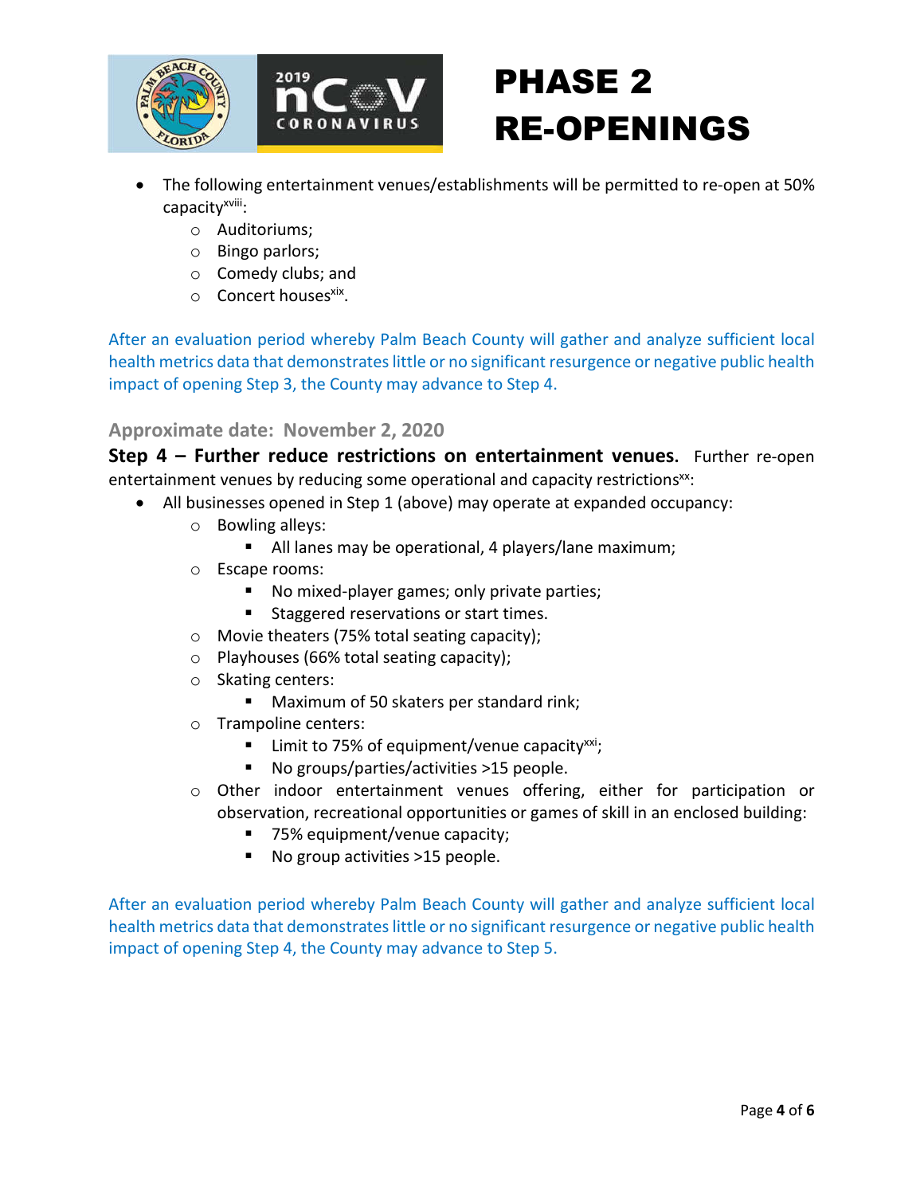- The following entertainment venues/establishments will be permitted to re-open at 50% capacity[xviii]:
  - Auditoriums;
  - Bingo parlors;
  - Comedy clubs; and
  - Concert houses[xix].

After an evaluation period whereby Palm Beach County will gather and analyze sufficient local health metrics data that demonstrates little or no significant resurgence or negative public health impact of opening Step 3, the County may advance to Step 4.

### Approximate date: November 2, 2020

**Step 4 – Further reduce restrictions on entertainment venues.** Further re-open entertainment venues by reducing some operational and capacity restrictions[xx]:

- All businesses opened in Step 1 (above) may operate at expanded occupancy:
  - Bowling alleys:
    - All lanes may be operational, 4 players/lane maximum;
  - Escape rooms:
    - No mixed-player games; only private parties;
    - Staggered reservations or start times.
  - Movie theaters (75% total seating capacity);
  - Playhouses (66% total seating capacity);
  - Skating centers:
    - Maximum of 50 skaters per standard rink;
  - Trampoline centers:
    - Limit to 75% of equipment/venue capacity[xxi];
    - No groups/parties/activities >15 people.
  - Other indoor entertainment venues offering, either for participation or observation, recreational opportunities or games of skill in an enclosed building:
    - 75% equipment/venue capacity;
    - No group activities >15 people.

After an evaluation period whereby Palm Beach County will gather and analyze sufficient local health metrics data that demonstrates little or no significant resurgence or negative public health impact of opening Step 4, the County may advance to Step 5.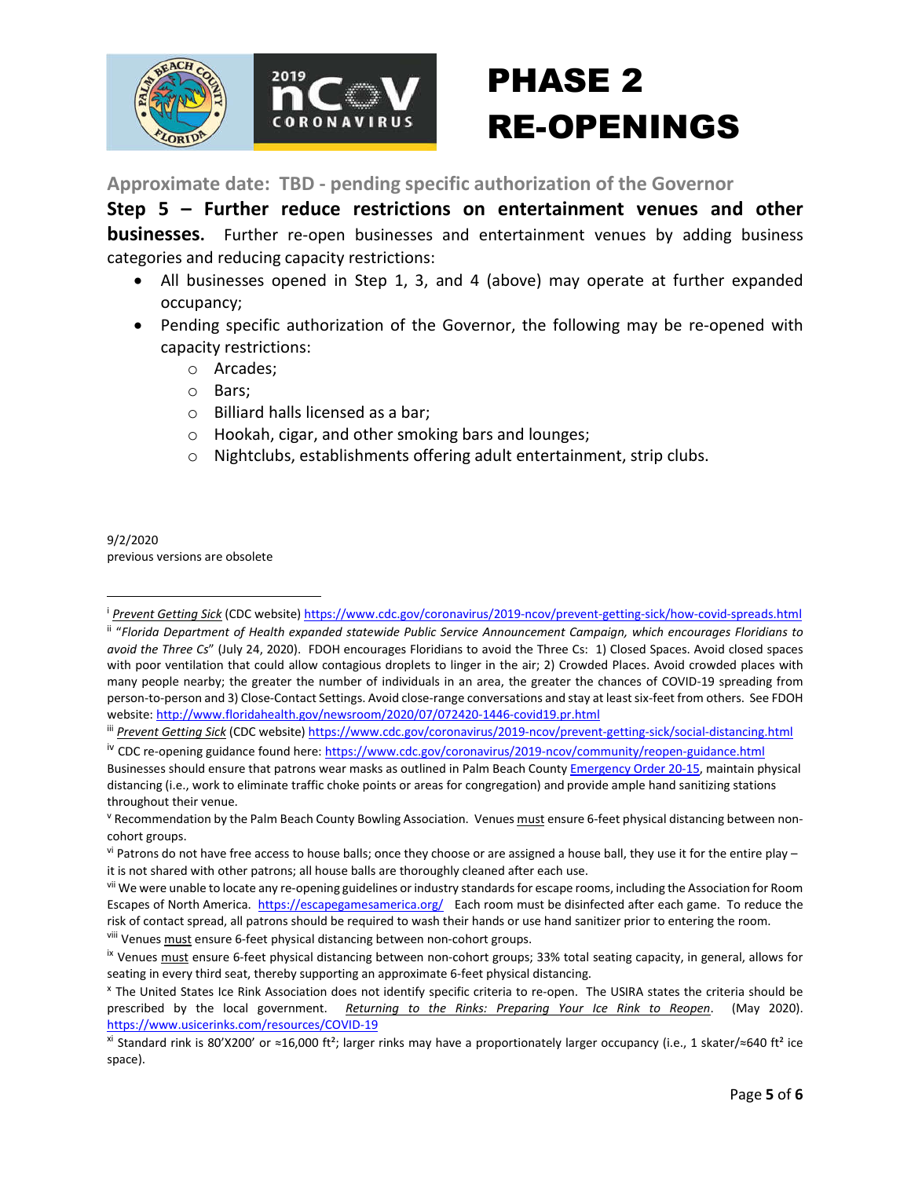# PHASE 2 RE-OPENINGS

**Approximate date: TBD - pending specific authorization of the Governor**

**Step 5 – Further reduce restrictions on entertainment venues and other businesses.** Further re-open businesses and entertainment venues by adding business categories and reducing capacity restrictions:

- All businesses opened in Step 1, 3, and 4 (above) may operate at further expanded occupancy;
- Pending specific authorization of the Governor, the following may be re-opened with capacity restrictions:
    - Arcades;
    - Bars;
    - Billiard halls licensed as a bar;
    - Hookah, cigar, and other smoking bars and lounges;
    - Nightclubs, establishments offering adult entertainment, strip clubs.

9/2/2020
previous versions are obsolete

---

[i] *Prevent Getting Sick* (CDC website) https://www.cdc.gov/coronavirus/2019-ncov/prevent-getting-sick/how-covid-spreads.html

[ii] "*Florida Department of Health expanded statewide Public Service Announcement Campaign, which encourages Floridians to avoid the Three Cs*" (July 24, 2020). FDOH encourages Floridians to avoid the Three Cs: 1) Closed Spaces. Avoid closed spaces with poor ventilation that could allow contagious droplets to linger in the air; 2) Crowded Places. Avoid crowded places with many people nearby; the greater the number of individuals in an area, the greater the chances of COVID-19 spreading from person-to-person and 3) Close-Contact Settings. Avoid close-range conversations and stay at least six-feet from others. See FDOH website: http://www.floridahealth.gov/newsroom/2020/07/072420-1446-covid19.pr.html

[iii] *Prevent Getting Sick* (CDC website) https://www.cdc.gov/coronavirus/2019-ncov/prevent-getting-sick/social-distancing.html

[iv] CDC re-opening guidance found here: https://www.cdc.gov/coronavirus/2019-ncov/community/reopen-guidance.html
Businesses should ensure that patrons wear masks as outlined in Palm Beach County Emergency Order 20-15, maintain physical distancing (i.e., work to eliminate traffic choke points or areas for congregation) and provide ample hand sanitizing stations throughout their venue.

[v] Recommendation by the Palm Beach County Bowling Association. Venues must ensure 6-feet physical distancing between non-cohort groups.

[vi] Patrons do not have free access to house balls; once they choose or are assigned a house ball, they use it for the entire play – it is not shared with other patrons; all house balls are thoroughly cleaned after each use.

[vii] We were unable to locate any re-opening guidelines or industry standards for escape rooms, including the Association for Room Escapes of North America. https://escapegamesamerica.org/ Each room must be disinfected after each game. To reduce the risk of contact spread, all patrons should be required to wash their hands or use hand sanitizer prior to entering the room.

[viii] Venues must ensure 6-feet physical distancing between non-cohort groups.

[ix] Venues must ensure 6-feet physical distancing between non-cohort groups; 33% total seating capacity, in general, allows for seating in every third seat, thereby supporting an approximate 6-feet physical distancing.

[x] The United States Ice Rink Association does not identify specific criteria to re-open. The USIRA states the criteria should be prescribed by the local government. *Returning to the Rinks: Preparing Your Ice Rink to Reopen*. (May 2020). https://www.usicerinks.com/resources/COVID-19

[xi] Standard rink is 80'X200' or ≈16,000 ft²; larger rinks may have a proportionately larger occupancy (i.e., 1 skater/≈640 ft² ice space).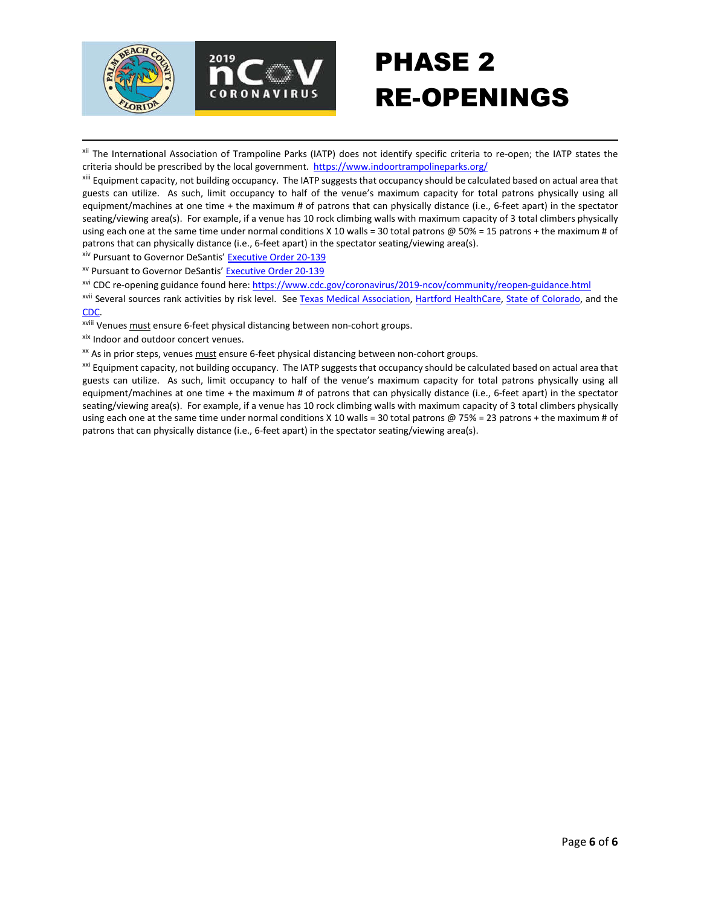[xii] The International Association of Trampoline Parks (IATP) does not identify specific criteria to re-open; the IATP states the criteria should be prescribed by the local government. [https://www.indoortrampolineparks.org/](https://www.indoortrampolineparks.org/)

[xiii] Equipment capacity, not building occupancy. The IATP suggests that occupancy should be calculated based on actual area that guests can utilize. As such, limit occupancy to half of the venue's maximum capacity for total patrons physically using all equipment/machines at one time + the maximum # of patrons that can physically distance (i.e., 6-feet apart) in the spectator seating/viewing area(s). For example, if a venue has 10 rock climbing walls with maximum capacity of 3 total climbers physically using each one at the same time under normal conditions X 10 walls = 30 total patrons @ 50% = 15 patrons + the maximum # of patrons that can physically distance (i.e., 6-feet apart) in the spectator seating/viewing area(s).

[xiv] Pursuant to Governor DeSantis' Executive Order 20-139

[xv] Pursuant to Governor DeSantis' Executive Order 20-139

[xvi] CDC re-opening guidance found here: [https://www.cdc.gov/coronavirus/2019-ncov/community/reopen-guidance.html](https://www.cdc.gov/coronavirus/2019-ncov/community/reopen-guidance.html)

[xvii] Several sources rank activities by risk level. See Texas Medical Association, Hartford HealthCare, State of Colorado, and the CDC.

[xviii] Venues must ensure 6-feet physical distancing between non-cohort groups.

[xix] Indoor and outdoor concert venues.

[xx] As in prior steps, venues must ensure 6-feet physical distancing between non-cohort groups.

[xxi] Equipment capacity, not building occupancy. The IATP suggests that occupancy should be calculated based on actual area that guests can utilize. As such, limit occupancy to half of the venue's maximum capacity for total patrons physically using all equipment/machines at one time + the maximum # of patrons that can physically distance (i.e., 6-feet apart) in the spectator seating/viewing area(s). For example, if a venue has 10 rock climbing walls with maximum capacity of 3 total climbers physically using each one at the same time under normal conditions X 10 walls = 30 total patrons @ 75% = 23 patrons + the maximum # of patrons that can physically distance (i.e., 6-feet apart) in the spectator seating/viewing area(s).